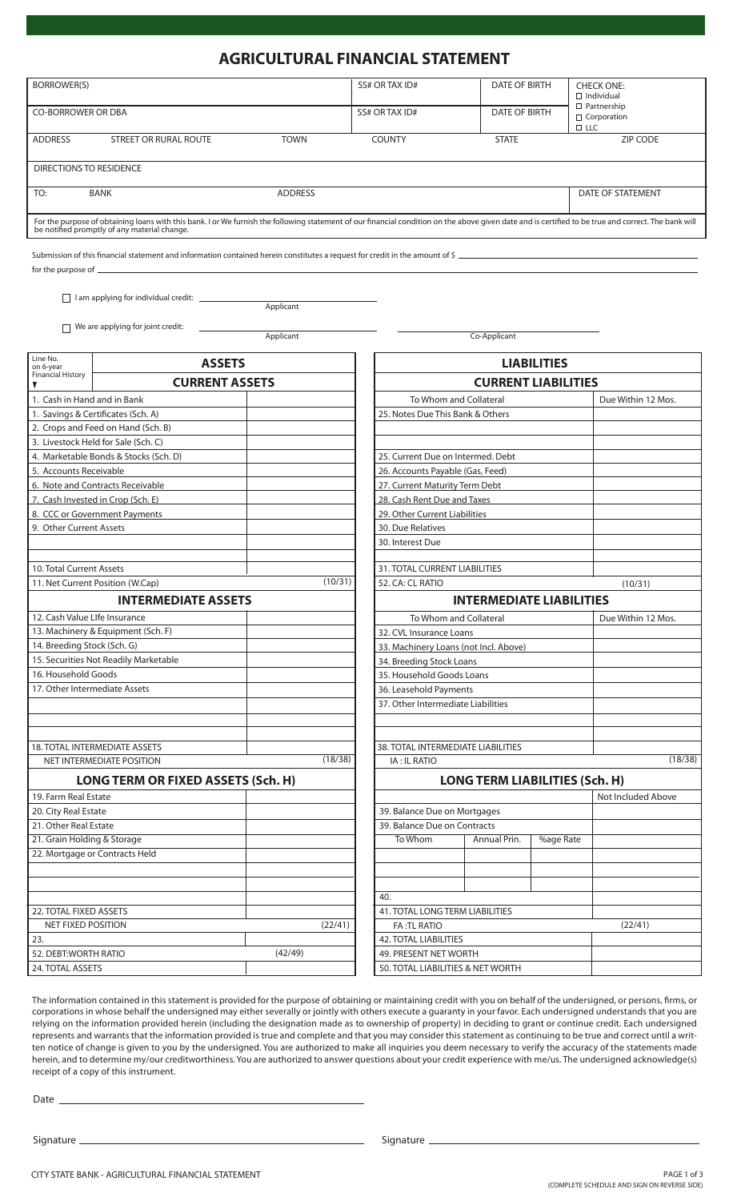# AGRICULTURAL FINANCIAL STATEMENT

| BORROWER(S) | | | SS# OR TAX ID# | DATE OF BIRTH | CHECK ONE: ☐ Individual ☐ Partnership ☐ Corporation ☐ LLC |
|---|---|---|---|---|---|
| CO-BORROWER OR DBA | | | SS# OR TAX ID# | DATE OF BIRTH | |
| ADDRESS | STREET OR RURAL ROUTE | TOWN | COUNTY | STATE | ZIP CODE |
| DIRECTIONS TO RESIDENCE | | | | | |
| TO: | BANK | ADDRESS | | | DATE OF STATEMENT |

For the purpose of obtaining loans with this bank. I or We furnish the following statement of our financial condition on the above given date and is certified to be true and correct. The bank will be notified promptly of any material change.

Submission of this financial statement and information contained herein constitutes a request for credit in the amount of $ ______________________

for the purpose of ______________________

☐ I am applying for individual credit: ______________________
Applicant

☐ We are applying for joint credit: ______________________ ______________________
Applicant Co-Applicant

| Line No. on 6-year Financial History | ASSETS | |
|---|---|---|
| | **CURRENT ASSETS** | |
| 1. Cash in Hand and in Bank | | |
| 1. Savings & Certificates (Sch. A) | | |
| 2. Crops and Feed on Hand (Sch. B) | | |
| 3. Livestock Held for Sale (Sch. C) | | |
| 4. Marketable Bonds & Stocks (Sch. D) | | |
| 5. Accounts Receivable | | |
| 6. Note and Contracts Receivable | | |
| 7. Cash Invested in Crop (Sch. E) | | |
| 8. CCC or Government Payments | | |
| 9. Other Current Assets | | |
| | | |
| | | |
| 10. Total Current Assets | | |
| 11. Net Current Position (W.Cap) | | (10/31) |
| | **INTERMEDIATE ASSETS** | |
| 12. Cash Value LIfe Insurance | | |
| 13. Machinery & Equipment (Sch. F) | | |
| 14. Breeding Stock (Sch. G) | | |
| 15. Securities Not Readily Marketable | | |
| 16. Household Goods | | |
| 17. Other Intermediate Assets | | |
| | | |
| | | |
| | | |
| 18. TOTAL INTERMEDIATE ASSETS | | |
| NET INTERMEDIATE POSITION | | (18/38) |
| | **LONG TERM OR FIXED ASSETS (Sch. H)** | |
| 19. Farm Real Estate | | |
| 20. City Real Estate | | |
| 21. Other Real Estate | | |
| 21. Grain Holding & Storage | | |
| 22. Mortgage or Contracts Held | | |
| | | |
| | | |
| | | |
| 22. TOTAL FIXED ASSETS | | |
| NET FIXED POSITION | | (22/41) |
| 23. | | |
| 52. DEBT:WORTH RATIO | | (42/49) |
| 24. TOTAL ASSETS | | |

| LIABILITIES | | | |
|---|---|---|---|
| **CURRENT LIABILITIES** | | | |
| To Whom and Collateral | | | Due Within 12 Mos. |
| 25. Notes Due This Bank & Others | | | |
| | | | |
| | | | |
| 25. Current Due on Intermed. Debt | | | |
| 26. Accounts Payable (Gas, Feed) | | | |
| 27. Current Maturity Term Debt | | | |
| 28. Cash Rent Due and Taxes | | | |
| 29. Other Current Liabilities | | | |
| 30. Due Relatives | | | |
| 30. Interest Due | | | |
| | | | |
| 31. TOTAL CURRENT LIABILITIES | | | |
| 52. CA: CL RATIO | | | (10/31) |
| **INTERMEDIATE LIABILITIES** | | | |
| To Whom and Collateral | | | Due Within 12 Mos. |
| 32. CVL Insurance Loans | | | |
| 33. Machinery Loans (not Incl. Above) | | | |
| 34. Breeding Stock Loans | | | |
| 35. Household Goods Loans | | | |
| 36. Leasehold Payments | | | |
| 37. Other Intermediate Liabilities | | | |
| | | | |
| | | | |
| 38. TOTAL INTERMEDIATE LIABILITIES | | | |
| IA : IL RATIO | | | (18/38) |
| **LONG TERM LIABILITIES (Sch. H)** | | | |
| | | | Not Included Above |
| 39. Balance Due on Mortgages | | | |
| 39. Balance Due on Contracts | | | |
| To Whom | Annual Prin. | %age Rate | |
| | | | |
| | | | |
| | | | |
| 40. | | | |
| 41. TOTAL LONG TERM LIABILITIES | | | |
| FA :TL RATIO | | | (22/41) |
| 42. TOTAL LIABILITIES | | | |
| 49. PRESENT NET WORTH | | | |
| 50. TOTAL LIABILITIES & NET WORTH | | | |

The information contained in this statement is provided for the purpose of obtaining or maintaining credit with you on behalf of the undersigned, or persons, firms, or corporations in whose behalf the undersigned may either severally or jointly with others execute a guaranty in your favor. Each undersigned understands that you are relying on the information provided herein (including the designation made as to ownership of property) in deciding to grant or continue credit. Each undersigned represents and warrants that the information provided is true and complete and that you may consider this statement as continuing to be true and correct until a written notice of change is given to you by the undersigned. You are authorized to make all inquiries you deem necessary to verify the accuracy of the statements made herein, and to determine my/our creditworthiness. You are authorized to answer questions about your credit experience with me/us. The undersigned acknowledge(s) receipt of a copy of this instrument.

Date ______________________

Signature ______________________ Signature ______________________

CITY STATE BANK - AGRICULTURAL FINANCIAL STATEMENT

(COMPLETE SCHEDULE AND SIGN ON REVERSE SIDE)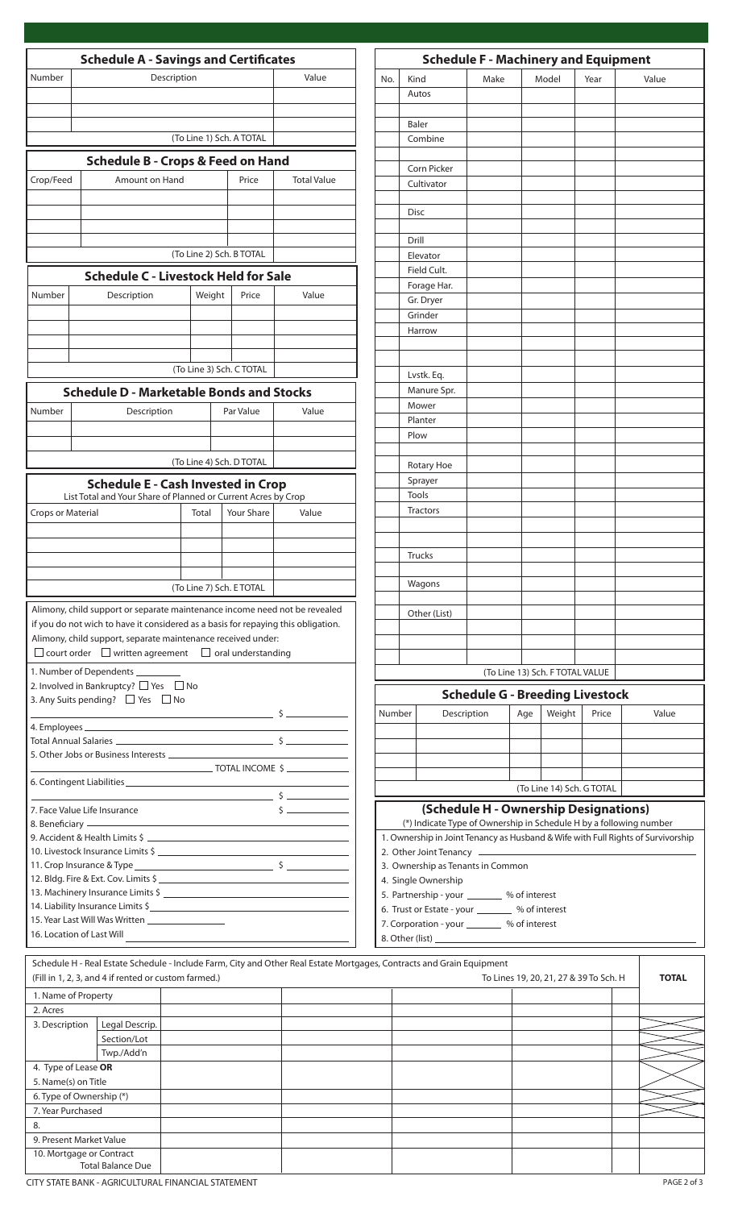## Schedule A - Savings and Certificates

| Number | Description | Value |
|---|---|---|
| | | |
| | | |
| | | |
| | (To Line 1) Sch. A TOTAL | |

## Schedule B - Crops & Feed on Hand

| Crop/Feed | Amount on Hand | Price | Total Value |
|---|---|---|---|
| | | | |
| | | | |
| | | | |
| | | | |
| | (To Line 2) Sch. B TOTAL | | |

## Schedule C - Livestock Held for Sale

| Number | Description | Weight | Price | Value |
|---|---|---|---|---|
| | | | | |
| | | | | |
| | | | | |
| | | | | |
| | (To Line 3) Sch. C TOTAL | | | |

## Schedule D - Marketable Bonds and Stocks

| Number | Description | Par Value | Value |
|---|---|---|---|
| | | | |
| | | | |
| | (To Line 4) Sch. D TOTAL | | |

## Schedule E - Cash Invested in Crop

List Total and Your Share of Planned or Current Acres by Crop

| Crops or Material | Total | Your Share | Value |
|---|---|---|---|
| | | | |
| | | | |
| | | | |
| | | | |
| | (To Line 7) Sch. E TOTAL | | |

Alimony, child support or separate maintenance income need not be revealed if you do not wich to have it considered as a basis for repaying this obligation. Alimony, child support, separate maintenance received under:
☐ court order ☐ written agreement ☐ oral understanding

1. Number of Dependents ________
2. Involved in Bankruptcy? ☐ Yes ☐ No
3. Any Suits pending? ☐ Yes ☐ No
________________________ $ ________
4. Employees ________________________
Total Annual Salaries ________________________ $ ________
5. Other Jobs or Business Interests ________________________
________________________ TOTAL INCOME $ ________
6. Contingent Liabilities ________________________
________________________ $ ________
7. Face Value Life Insurance $ ________
8. Beneficiary ________________________
9. Accident & Health Limits $ ________________________
10. Livestock Insurance Limits $ ________________________
11. Crop Insurance & Type ________________________ $ ________
12. Bldg. Fire & Ext. Cov. Limits $ ________________________
13. Machinery Insurance Limits $ ________________________
14. Liability Insurance Limits $ ________________________
15. Year Last Will Was Written ________________________
16. Location of Last Will ________________________

## Schedule F - Machinery and Equipment

| No. | Kind | Make | Model | Year | Value |
|---|---|---|---|---|---|
| | Autos | | | | |
| | | | | | |
| | Baler | | | | |
| | Combine | | | | |
| | | | | | |
| | Corn Picker | | | | |
| | Cultivator | | | | |
| | | | | | |
| | Disc | | | | |
| | | | | | |
| | Drill | | | | |
| | Elevator | | | | |
| | Field Cult. | | | | |
| | Forage Har. | | | | |
| | Gr. Dryer | | | | |
| | Grinder | | | | |
| | Harrow | | | | |
| | | | | | |
| | | | | | |
| | Lvstk. Eq. | | | | |
| | Manure Spr. | | | | |
| | Mower | | | | |
| | Planter | | | | |
| | Plow | | | | |
| | | | | | |
| | Rotary Hoe | | | | |
| | Sprayer | | | | |
| | Tools | | | | |
| | Tractors | | | | |
| | | | | | |
| | | | | | |
| | Trucks | | | | |
| | | | | | |
| | Wagons | | | | |
| | | | | | |
| | Other (List) | | | | |
| | | | | | |
| | | | | | |
| | | | | | |
| | | (To Line 13) Sch. F TOTAL VALUE | | | |

## Schedule G - Breeding Livestock

| Number | Description | Age | Weight | Price | Value |
|---|---|---|---|---|---|
| | | | | | |
| | | | | | |
| | | | | | |
| | | | | | |
| | | (To Line 14) Sch. G TOTAL | | | |

## (Schedule H - Ownership Designations)

(*) Indicate Type of Ownership in Schedule H by a following number

1. Ownership in Joint Tenancy as Husband & Wife with Full Rights of Survivorship
2. Other Joint Tenancy ________________________
3. Ownership as Tenants in Common
4. Single Ownership
5. Partnership - your ________ % of interest
6. Trust or Estate - your ________ % of interest
7. Corporation - your ________ % of interest
8. Other (list) ________________________

Schedule H - Real Estate Schedule - Include Farm, City and Other Real Estate Mortgages, Contracts and Grain Equipment
(Fill in 1, 2, 3, and 4 if rented or custom farmed.) To Lines 19, 20, 21, 27 & 39 To Sch. H

| | | | | | | TOTAL |
|---|---|---|---|---|---|---|
| 1. Name of Property | | | | | | |
| 2. Acres | | | | | | |
| 3. Description | Legal Descrip. | | | | | |
| | Section/Lot | | | | | |
| | Twp./Add'n | | | | | |
| 4. Type of Lease **OR** | | | | | | |
| 5. Name(s) on Title | | | | | | |
| 6. Type of Ownership (*) | | | | | | |
| 7. Year Purchased | | | | | | |
| 8. | | | | | | |
| 9. Present Market Value | | | | | | |
| 10. Mortgage or Contract Total Balance Due | | | | | | |

CITY STATE BANK - AGRICULTURAL FINANCIAL STATEMENT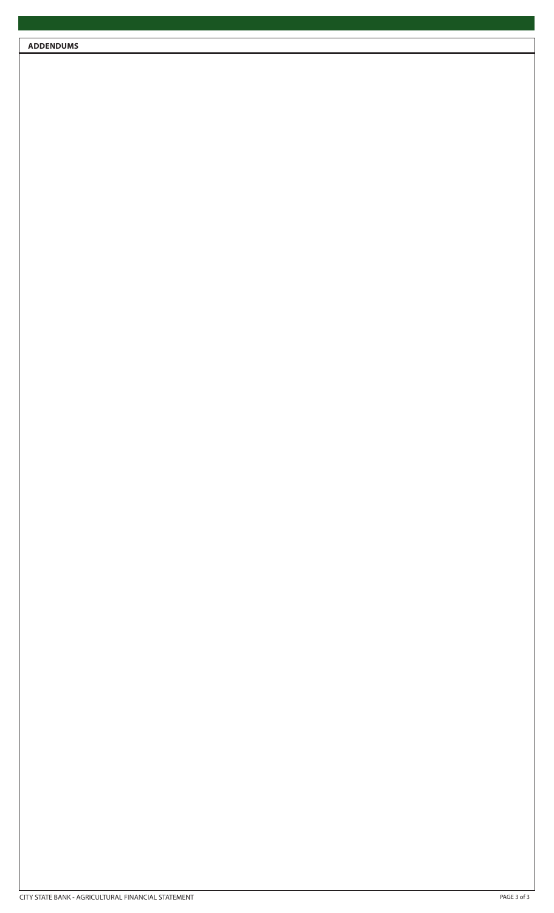## ADDENDUMS